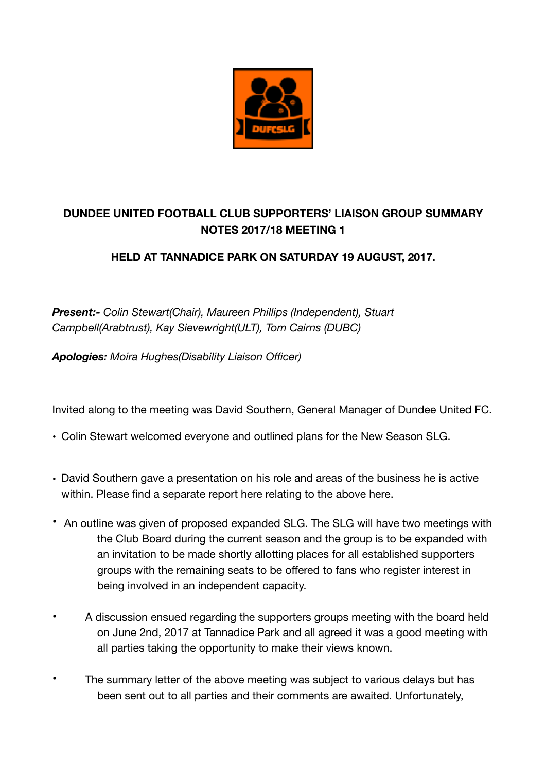# DUNDEE UNITED FOOTBALL CLUB SUPPORTERS' LIAISON GROUP SUMMARY NOTES 2017/18 MEETING 1

## HELD AT TANNADICE PARK ON SATURDAY 19 AUGUST, 2017.

***Present:-*** *Colin Stewart(Chair), Maureen Phillips (Independent), Stuart Campbell(Arabtrust), Kay Sievewright(ULT), Tom Cairns (DUBC)*

***Apologies:*** *Moira Hughes(Disability Liaison Officer)*

Invited along to the meeting was David Southern, General Manager of Dundee United FC.

- Colin Stewart welcomed everyone and outlined plans for the New Season SLG.

- David Southern gave a presentation on his role and areas of the business he is active within. Please find a separate report here relating to the above here.

- An outline was given of proposed expanded SLG. The SLG will have two meetings with the Club Board during the current season and the group is to be expanded with an invitation to be made shortly allotting places for all established supporters groups with the remaining seats to be offered to fans who register interest in being involved in an independent capacity.

- A discussion ensued regarding the supporters groups meeting with the board held on June 2nd, 2017 at Tannadice Park and all agreed it was a good meeting with all parties taking the opportunity to make their views known.

- The summary letter of the above meeting was subject to various delays but has been sent out to all parties and their comments are awaited. Unfortunately,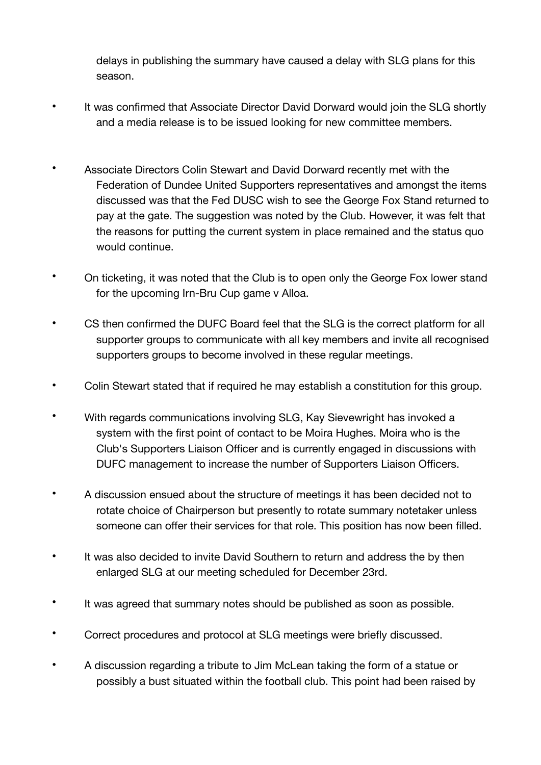delays in publishing the summary have caused a delay with SLG plans for this season.

- It was confirmed that Associate Director David Dorward would join the SLG shortly and a media release is to be issued looking for new committee members.

- Associate Directors Colin Stewart and David Dorward recently met with the Federation of Dundee United Supporters representatives and amongst the items discussed was that the Fed DUSC wish to see the George Fox Stand returned to pay at the gate. The suggestion was noted by the Club. However, it was felt that the reasons for putting the current system in place remained and the status quo would continue.

- On ticketing, it was noted that the Club is to open only the George Fox lower stand for the upcoming Irn-Bru Cup game v Alloa.

- CS then confirmed the DUFC Board feel that the SLG is the correct platform for all supporter groups to communicate with all key members and invite all recognised supporters groups to become involved in these regular meetings.

- Colin Stewart stated that if required he may establish a constitution for this group.

- With regards communications involving SLG, Kay Sievewright has invoked a system with the first point of contact to be Moira Hughes. Moira who is the Club's Supporters Liaison Officer and is currently engaged in discussions with DUFC management to increase the number of Supporters Liaison Officers.

- A discussion ensued about the structure of meetings it has been decided not to rotate choice of Chairperson but presently to rotate summary notetaker unless someone can offer their services for that role. This position has now been filled.

- It was also decided to invite David Southern to return and address the by then enlarged SLG at our meeting scheduled for December 23rd.

- It was agreed that summary notes should be published as soon as possible.

- Correct procedures and protocol at SLG meetings were briefly discussed.

- A discussion regarding a tribute to Jim McLean taking the form of a statue or possibly a bust situated within the football club. This point had been raised by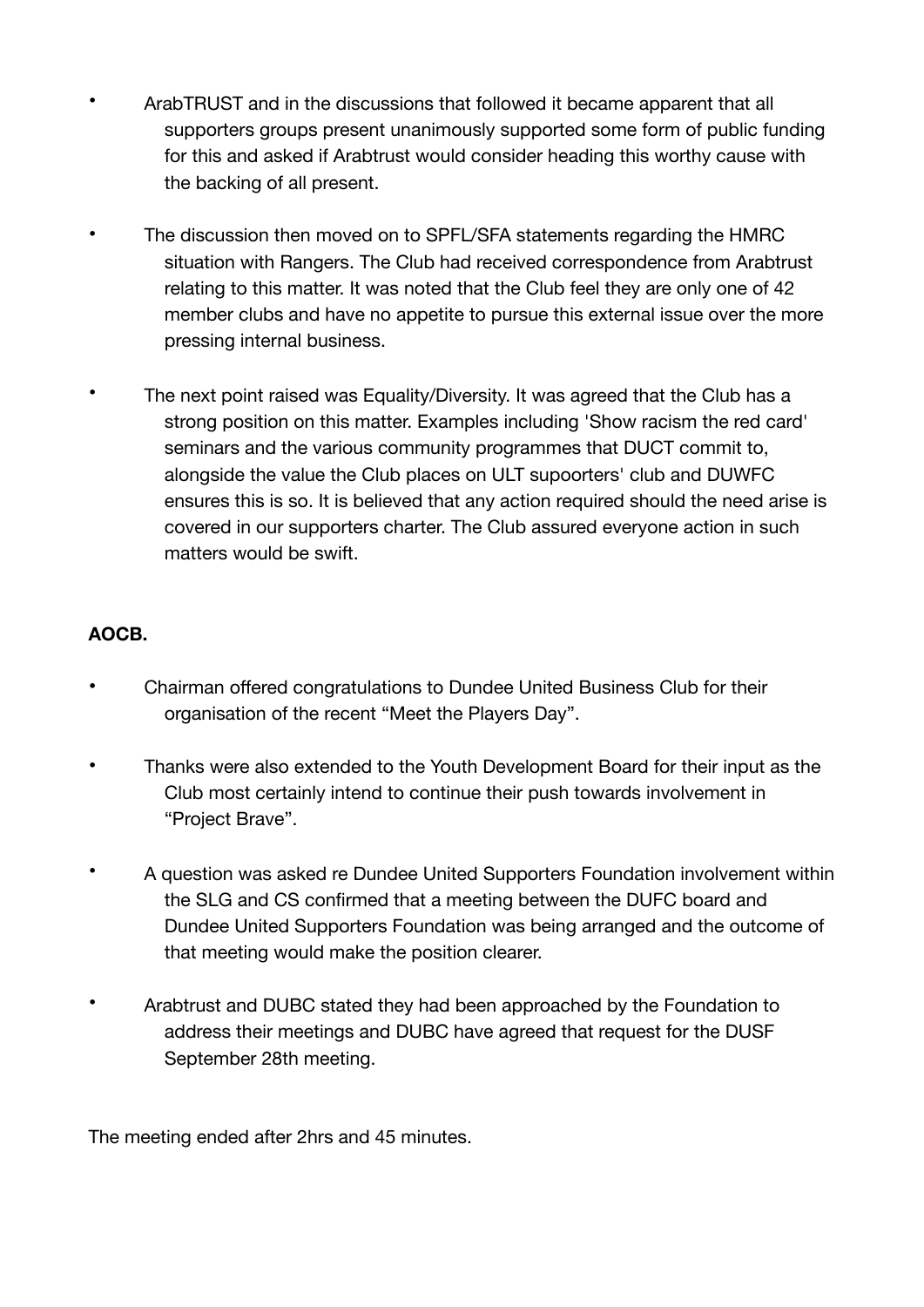- ArabTRUST and in the discussions that followed it became apparent that all supporters groups present unanimously supported some form of public funding for this and asked if Arabtrust would consider heading this worthy cause with the backing of all present.

- The discussion then moved on to SPFL/SFA statements regarding the HMRC situation with Rangers. The Club had received correspondence from Arabtrust relating to this matter. It was noted that the Club feel they are only one of 42 member clubs and have no appetite to pursue this external issue over the more pressing internal business.

- The next point raised was Equality/Diversity. It was agreed that the Club has a strong position on this matter. Examples including 'Show racism the red card' seminars and the various community programmes that DUCT commit to, alongside the value the Club places on ULT supoorters' club and DUWFC ensures this is so. It is believed that any action required should the need arise is covered in our supporters charter. The Club assured everyone action in such matters would be swift.

**AOCB.**

- Chairman offered congratulations to Dundee United Business Club for their organisation of the recent "Meet the Players Day".

- Thanks were also extended to the Youth Development Board for their input as the Club most certainly intend to continue their push towards involvement in "Project Brave".

- A question was asked re Dundee United Supporters Foundation involvement within the SLG and CS confirmed that a meeting between the DUFC board and Dundee United Supporters Foundation was being arranged and the outcome of that meeting would make the position clearer.

- Arabtrust and DUBC stated they had been approached by the Foundation to address their meetings and DUBC have agreed that request for the DUSF September 28th meeting.

The meeting ended after 2hrs and 45 minutes.